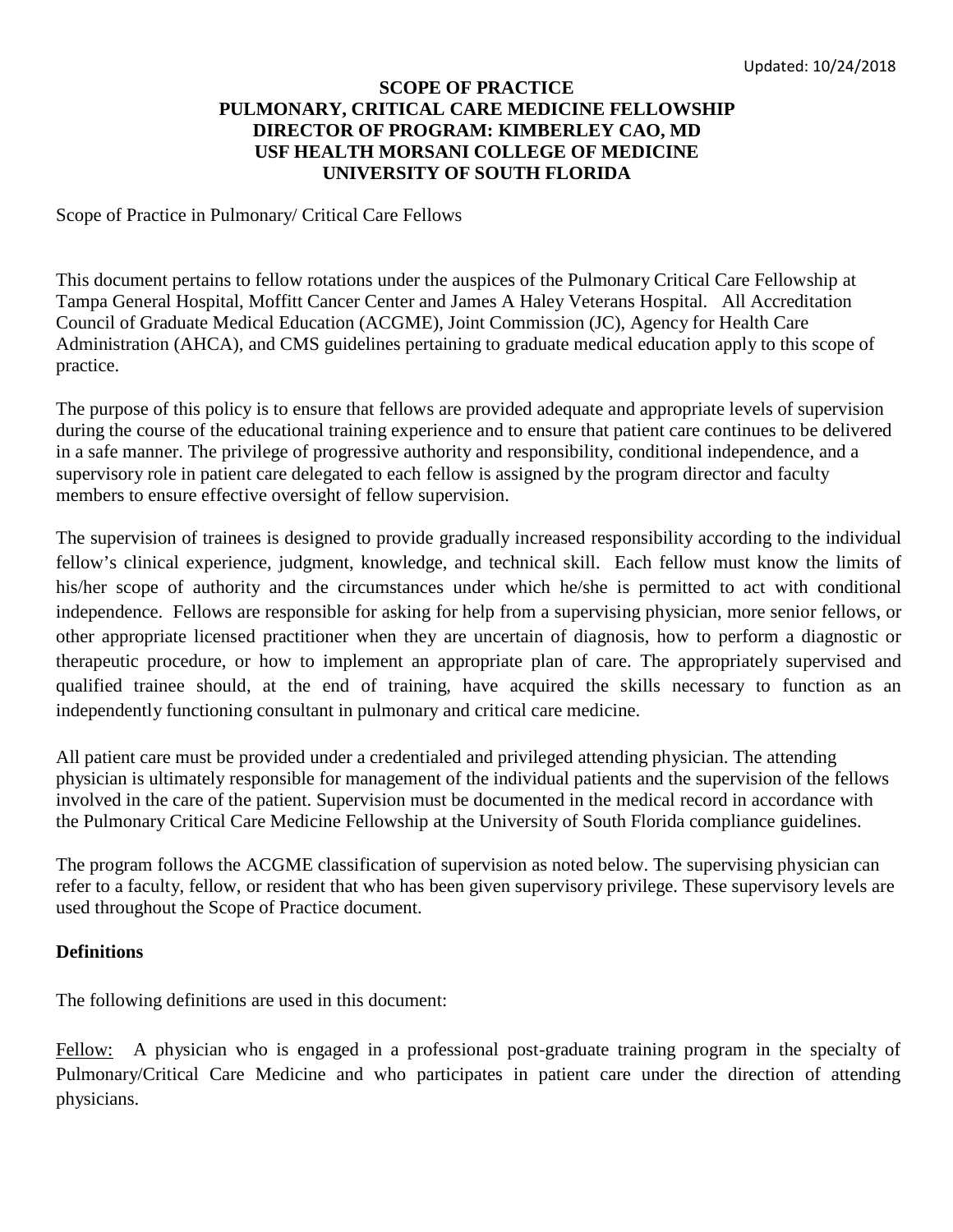Updated: 10/24/2018

# SCOPE OF PRACTICE
# PULMONARY, CRITICAL CARE MEDICINE FELLOWSHIP
# DIRECTOR OF PROGRAM: KIMBERLEY CAO, MD
# USF HEALTH MORSANI COLLEGE OF MEDICINE
# UNIVERSITY OF SOUTH FLORIDA

Scope of Practice in Pulmonary/ Critical Care Fellows

This document pertains to fellow rotations under the auspices of the Pulmonary Critical Care Fellowship at Tampa General Hospital, Moffitt Cancer Center and James A Haley Veterans Hospital. All Accreditation Council of Graduate Medical Education (ACGME), Joint Commission (JC), Agency for Health Care Administration (AHCA), and CMS guidelines pertaining to graduate medical education apply to this scope of practice.

The purpose of this policy is to ensure that fellows are provided adequate and appropriate levels of supervision during the course of the educational training experience and to ensure that patient care continues to be delivered in a safe manner. The privilege of progressive authority and responsibility, conditional independence, and a supervisory role in patient care delegated to each fellow is assigned by the program director and faculty members to ensure effective oversight of fellow supervision.

The supervision of trainees is designed to provide gradually increased responsibility according to the individual fellow's clinical experience, judgment, knowledge, and technical skill. Each fellow must know the limits of his/her scope of authority and the circumstances under which he/she is permitted to act with conditional independence. Fellows are responsible for asking for help from a supervising physician, more senior fellows, or other appropriate licensed practitioner when they are uncertain of diagnosis, how to perform a diagnostic or therapeutic procedure, or how to implement an appropriate plan of care. The appropriately supervised and qualified trainee should, at the end of training, have acquired the skills necessary to function as an independently functioning consultant in pulmonary and critical care medicine.

All patient care must be provided under a credentialed and privileged attending physician. The attending physician is ultimately responsible for management of the individual patients and the supervision of the fellows involved in the care of the patient. Supervision must be documented in the medical record in accordance with the Pulmonary Critical Care Medicine Fellowship at the University of South Florida compliance guidelines.

The program follows the ACGME classification of supervision as noted below. The supervising physician can refer to a faculty, fellow, or resident that who has been given supervisory privilege. These supervisory levels are used throughout the Scope of Practice document.

## Definitions

The following definitions are used in this document:

Fellow: A physician who is engaged in a professional post-graduate training program in the specialty of Pulmonary/Critical Care Medicine and who participates in patient care under the direction of attending physicians.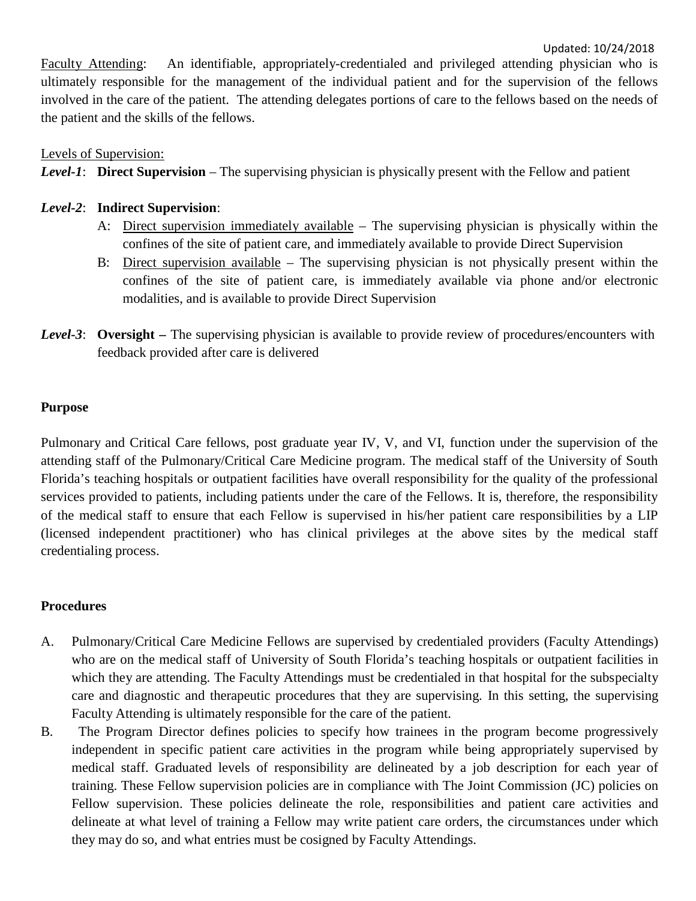Faculty Attending: An identifiable, appropriately-credentialed and privileged attending physician who is ultimately responsible for the management of the individual patient and for the supervision of the fellows involved in the care of the patient. The attending delegates portions of care to the fellows based on the needs of the patient and the skills of the fellows.

Levels of Supervision:

***Level-1***: **Direct Supervision** – The supervising physician is physically present with the Fellow and patient

***Level-2***: **Indirect Supervision**:

- A: Direct supervision immediately available – The supervising physician is physically within the confines of the site of patient care, and immediately available to provide Direct Supervision
- B: Direct supervision available – The supervising physician is not physically present within the confines of the site of patient care, is immediately available via phone and/or electronic modalities, and is available to provide Direct Supervision

***Level-3***: **Oversight –** The supervising physician is available to provide review of procedures/encounters with feedback provided after care is delivered

**Purpose**

Pulmonary and Critical Care fellows, post graduate year IV, V, and VI, function under the supervision of the attending staff of the Pulmonary/Critical Care Medicine program. The medical staff of the University of South Florida's teaching hospitals or outpatient facilities have overall responsibility for the quality of the professional services provided to patients, including patients under the care of the Fellows. It is, therefore, the responsibility of the medical staff to ensure that each Fellow is supervised in his/her patient care responsibilities by a LIP (licensed independent practitioner) who has clinical privileges at the above sites by the medical staff credentialing process.

**Procedures**

A. Pulmonary/Critical Care Medicine Fellows are supervised by credentialed providers (Faculty Attendings) who are on the medical staff of University of South Florida's teaching hospitals or outpatient facilities in which they are attending. The Faculty Attendings must be credentialed in that hospital for the subspecialty care and diagnostic and therapeutic procedures that they are supervising. In this setting, the supervising Faculty Attending is ultimately responsible for the care of the patient.

B. The Program Director defines policies to specify how trainees in the program become progressively independent in specific patient care activities in the program while being appropriately supervised by medical staff. Graduated levels of responsibility are delineated by a job description for each year of training. These Fellow supervision policies are in compliance with The Joint Commission (JC) policies on Fellow supervision. These policies delineate the role, responsibilities and patient care activities and delineate at what level of training a Fellow may write patient care orders, the circumstances under which they may do so, and what entries must be cosigned by Faculty Attendings.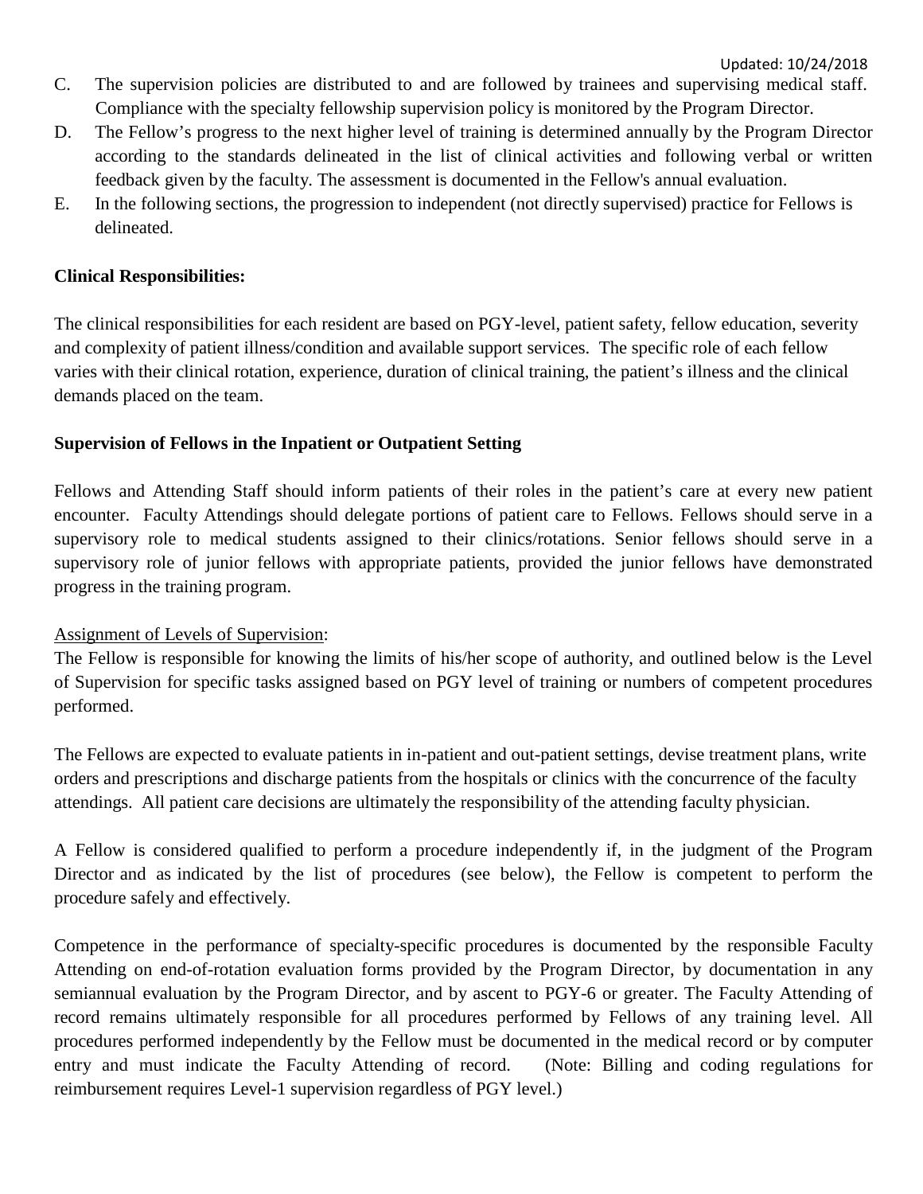C. The supervision policies are distributed to and are followed by trainees and supervising medical staff. Compliance with the specialty fellowship supervision policy is monitored by the Program Director.

D. The Fellow's progress to the next higher level of training is determined annually by the Program Director according to the standards delineated in the list of clinical activities and following verbal or written feedback given by the faculty. The assessment is documented in the Fellow's annual evaluation.

E. In the following sections, the progression to independent (not directly supervised) practice for Fellows is delineated.

**Clinical Responsibilities:**

The clinical responsibilities for each resident are based on PGY-level, patient safety, fellow education, severity and complexity of patient illness/condition and available support services. The specific role of each fellow varies with their clinical rotation, experience, duration of clinical training, the patient's illness and the clinical demands placed on the team.

**Supervision of Fellows in the Inpatient or Outpatient Setting**

Fellows and Attending Staff should inform patients of their roles in the patient's care at every new patient encounter. Faculty Attendings should delegate portions of patient care to Fellows. Fellows should serve in a supervisory role to medical students assigned to their clinics/rotations. Senior fellows should serve in a supervisory role of junior fellows with appropriate patients, provided the junior fellows have demonstrated progress in the training program.

<u>Assignment of Levels of Supervision</u>:

The Fellow is responsible for knowing the limits of his/her scope of authority, and outlined below is the Level of Supervision for specific tasks assigned based on PGY level of training or numbers of competent procedures performed.

The Fellows are expected to evaluate patients in in-patient and out-patient settings, devise treatment plans, write orders and prescriptions and discharge patients from the hospitals or clinics with the concurrence of the faculty attendings. All patient care decisions are ultimately the responsibility of the attending faculty physician.

A Fellow is considered qualified to perform a procedure independently if, in the judgment of the Program Director and as indicated by the list of procedures (see below), the Fellow is competent to perform the procedure safely and effectively.

Competence in the performance of specialty-specific procedures is documented by the responsible Faculty Attending on end-of-rotation evaluation forms provided by the Program Director, by documentation in any semiannual evaluation by the Program Director, and by ascent to PGY-6 or greater. The Faculty Attending of record remains ultimately responsible for all procedures performed by Fellows of any training level. All procedures performed independently by the Fellow must be documented in the medical record or by computer entry and must indicate the Faculty Attending of record. (Note: Billing and coding regulations for reimbursement requires Level-1 supervision regardless of PGY level.)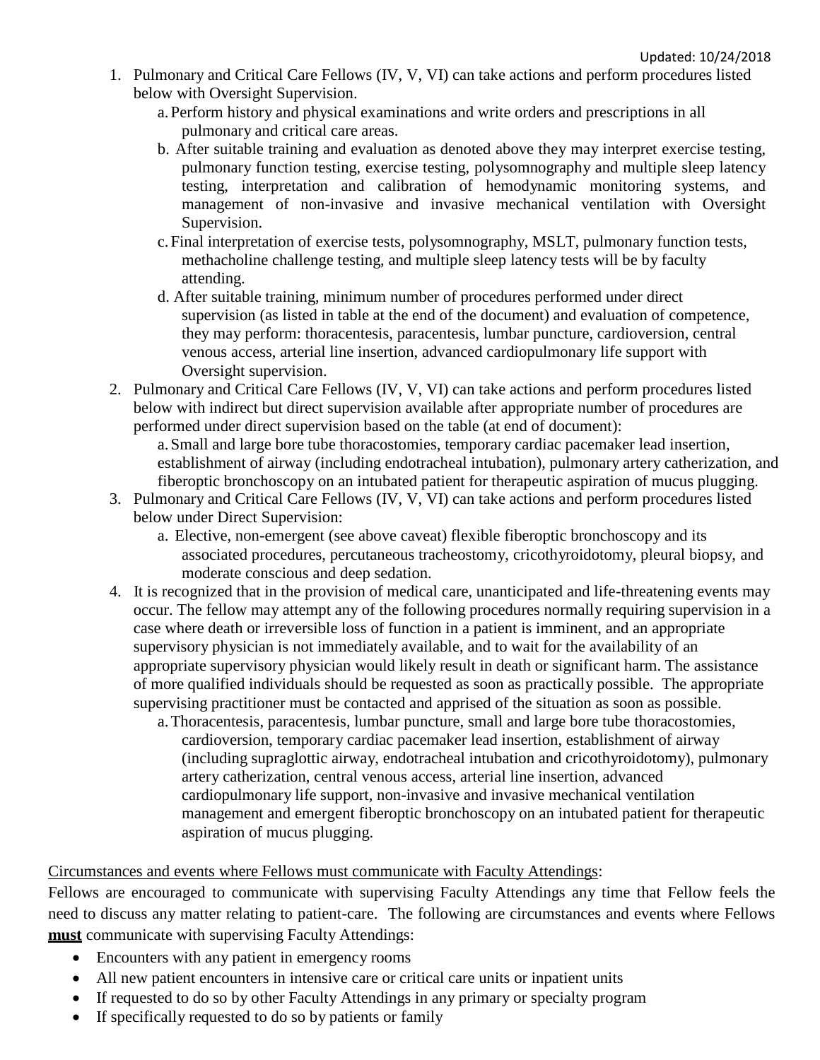1. Pulmonary and Critical Care Fellows (IV, V, VI) can take actions and perform procedures listed below with Oversight Supervision.
   a. Perform history and physical examinations and write orders and prescriptions in all pulmonary and critical care areas.
   b. After suitable training and evaluation as denoted above they may interpret exercise testing, pulmonary function testing, exercise testing, polysomnography and multiple sleep latency testing, interpretation and calibration of hemodynamic monitoring systems, and management of non-invasive and invasive mechanical ventilation with Oversight Supervision.
   c. Final interpretation of exercise tests, polysomnography, MSLT, pulmonary function tests, methacholine challenge testing, and multiple sleep latency tests will be by faculty attending.
   d. After suitable training, minimum number of procedures performed under direct supervision (as listed in table at the end of the document) and evaluation of competence, they may perform: thoracentesis, paracentesis, lumbar puncture, cardioversion, central venous access, arterial line insertion, advanced cardiopulmonary life support with Oversight supervision.
2. Pulmonary and Critical Care Fellows (IV, V, VI) can take actions and perform procedures listed below with indirect but direct supervision available after appropriate number of procedures are performed under direct supervision based on the table (at end of document):
   a. Small and large bore tube thoracostomies, temporary cardiac pacemaker lead insertion, establishment of airway (including endotracheal intubation), pulmonary artery catherization, and fiberoptic bronchoscopy on an intubated patient for therapeutic aspiration of mucus plugging.
3. Pulmonary and Critical Care Fellows (IV, V, VI) can take actions and perform procedures listed below under Direct Supervision:
   a. Elective, non-emergent (see above caveat) flexible fiberoptic bronchoscopy and its associated procedures, percutaneous tracheostomy, cricothyroidotomy, pleural biopsy, and moderate conscious and deep sedation.
4. It is recognized that in the provision of medical care, unanticipated and life-threatening events may occur. The fellow may attempt any of the following procedures normally requiring supervision in a case where death or irreversible loss of function in a patient is imminent, and an appropriate supervisory physician is not immediately available, and to wait for the availability of an appropriate supervisory physician would likely result in death or significant harm. The assistance of more qualified individuals should be requested as soon as practically possible. The appropriate supervising practitioner must be contacted and apprised of the situation as soon as possible.
   a. Thoracentesis, paracentesis, lumbar puncture, small and large bore tube thoracostomies, cardioversion, temporary cardiac pacemaker lead insertion, establishment of airway (including supraglottic airway, endotracheal intubation and cricothyroidotomy), pulmonary artery catherization, central venous access, arterial line insertion, advanced cardiopulmonary life support, non-invasive and invasive mechanical ventilation management and emergent fiberoptic bronchoscopy on an intubated patient for therapeutic aspiration of mucus plugging.

<u>Circumstances and events where Fellows must communicate with Faculty Attendings</u>:

Fellows are encouraged to communicate with supervising Faculty Attendings any time that Fellow feels the need to discuss any matter relating to patient-care. The following are circumstances and events where Fellows **<u>must</u>** communicate with supervising Faculty Attendings:

- Encounters with any patient in emergency rooms
- All new patient encounters in intensive care or critical care units or inpatient units
- If requested to do so by other Faculty Attendings in any primary or specialty program
- If specifically requested to do so by patients or family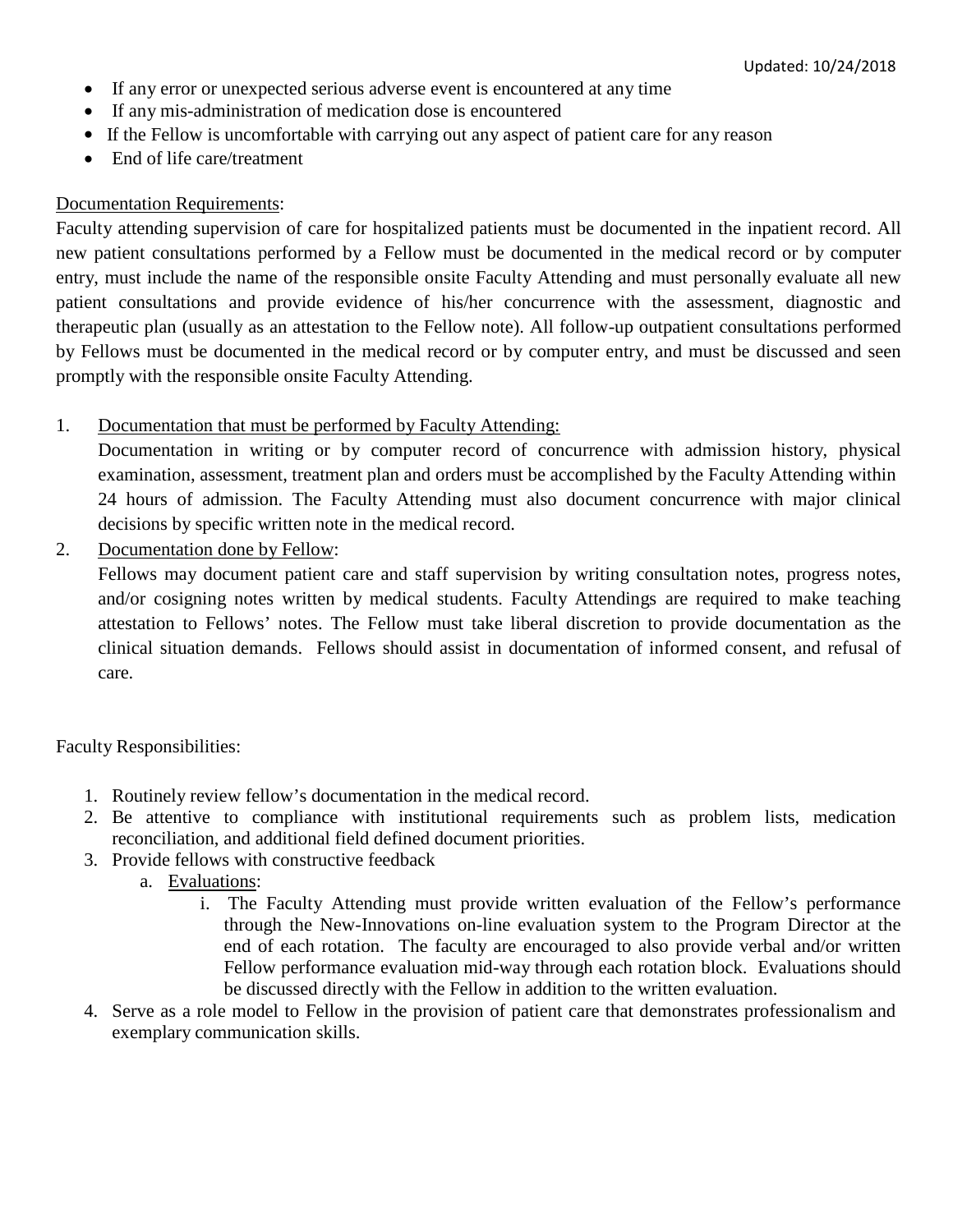- If any error or unexpected serious adverse event is encountered at any time
- If any mis-administration of medication dose is encountered
- If the Fellow is uncomfortable with carrying out any aspect of patient care for any reason
- End of life care/treatment

Documentation Requirements:

Faculty attending supervision of care for hospitalized patients must be documented in the inpatient record. All new patient consultations performed by a Fellow must be documented in the medical record or by computer entry, must include the name of the responsible onsite Faculty Attending and must personally evaluate all new patient consultations and provide evidence of his/her concurrence with the assessment, diagnostic and therapeutic plan (usually as an attestation to the Fellow note). All follow-up outpatient consultations performed by Fellows must be documented in the medical record or by computer entry, and must be discussed and seen promptly with the responsible onsite Faculty Attending.

1. Documentation that must be performed by Faculty Attending:
   Documentation in writing or by computer record of concurrence with admission history, physical examination, assessment, treatment plan and orders must be accomplished by the Faculty Attending within 24 hours of admission. The Faculty Attending must also document concurrence with major clinical decisions by specific written note in the medical record.
2. Documentation done by Fellow:
   Fellows may document patient care and staff supervision by writing consultation notes, progress notes, and/or cosigning notes written by medical students. Faculty Attendings are required to make teaching attestation to Fellows' notes. The Fellow must take liberal discretion to provide documentation as the clinical situation demands. Fellows should assist in documentation of informed consent, and refusal of care.

Faculty Responsibilities:

1. Routinely review fellow's documentation in the medical record.
2. Be attentive to compliance with institutional requirements such as problem lists, medication reconciliation, and additional field defined document priorities.
3. Provide fellows with constructive feedback
   a. Evaluations:
      i. The Faculty Attending must provide written evaluation of the Fellow's performance through the New-Innovations on-line evaluation system to the Program Director at the end of each rotation. The faculty are encouraged to also provide verbal and/or written Fellow performance evaluation mid-way through each rotation block. Evaluations should be discussed directly with the Fellow in addition to the written evaluation.
4. Serve as a role model to Fellow in the provision of patient care that demonstrates professionalism and exemplary communication skills.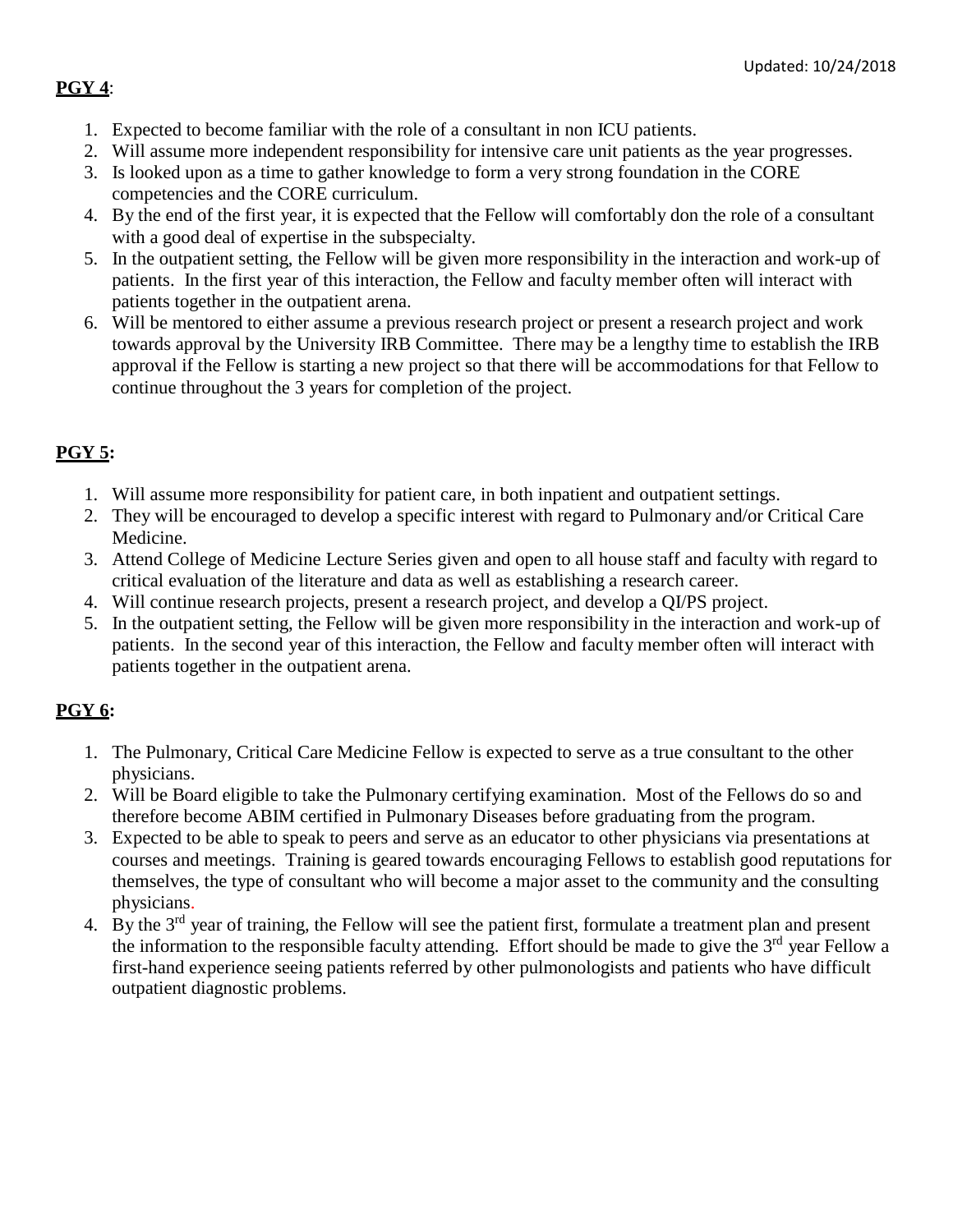**PGY 4**:

1. Expected to become familiar with the role of a consultant in non ICU patients.
2. Will assume more independent responsibility for intensive care unit patients as the year progresses.
3. Is looked upon as a time to gather knowledge to form a very strong foundation in the CORE competencies and the CORE curriculum.
4. By the end of the first year, it is expected that the Fellow will comfortably don the role of a consultant with a good deal of expertise in the subspecialty.
5. In the outpatient setting, the Fellow will be given more responsibility in the interaction and work-up of patients. In the first year of this interaction, the Fellow and faculty member often will interact with patients together in the outpatient arena.
6. Will be mentored to either assume a previous research project or present a research project and work towards approval by the University IRB Committee. There may be a lengthy time to establish the IRB approval if the Fellow is starting a new project so that there will be accommodations for that Fellow to continue throughout the 3 years for completion of the project.

**PGY 5:**

1. Will assume more responsibility for patient care, in both inpatient and outpatient settings.
2. They will be encouraged to develop a specific interest with regard to Pulmonary and/or Critical Care Medicine.
3. Attend College of Medicine Lecture Series given and open to all house staff and faculty with regard to critical evaluation of the literature and data as well as establishing a research career.
4. Will continue research projects, present a research project, and develop a QI/PS project.
5. In the outpatient setting, the Fellow will be given more responsibility in the interaction and work-up of patients. In the second year of this interaction, the Fellow and faculty member often will interact with patients together in the outpatient arena.

**PGY 6:**

1. The Pulmonary, Critical Care Medicine Fellow is expected to serve as a true consultant to the other physicians.
2. Will be Board eligible to take the Pulmonary certifying examination. Most of the Fellows do so and therefore become ABIM certified in Pulmonary Diseases before graduating from the program.
3. Expected to be able to speak to peers and serve as an educator to other physicians via presentations at courses and meetings. Training is geared towards encouraging Fellows to establish good reputations for themselves, the type of consultant who will become a major asset to the community and the consulting physicians.
4. By the 3rd year of training, the Fellow will see the patient first, formulate a treatment plan and present the information to the responsible faculty attending. Effort should be made to give the 3rd year Fellow a first-hand experience seeing patients referred by other pulmonologists and patients who have difficult outpatient diagnostic problems.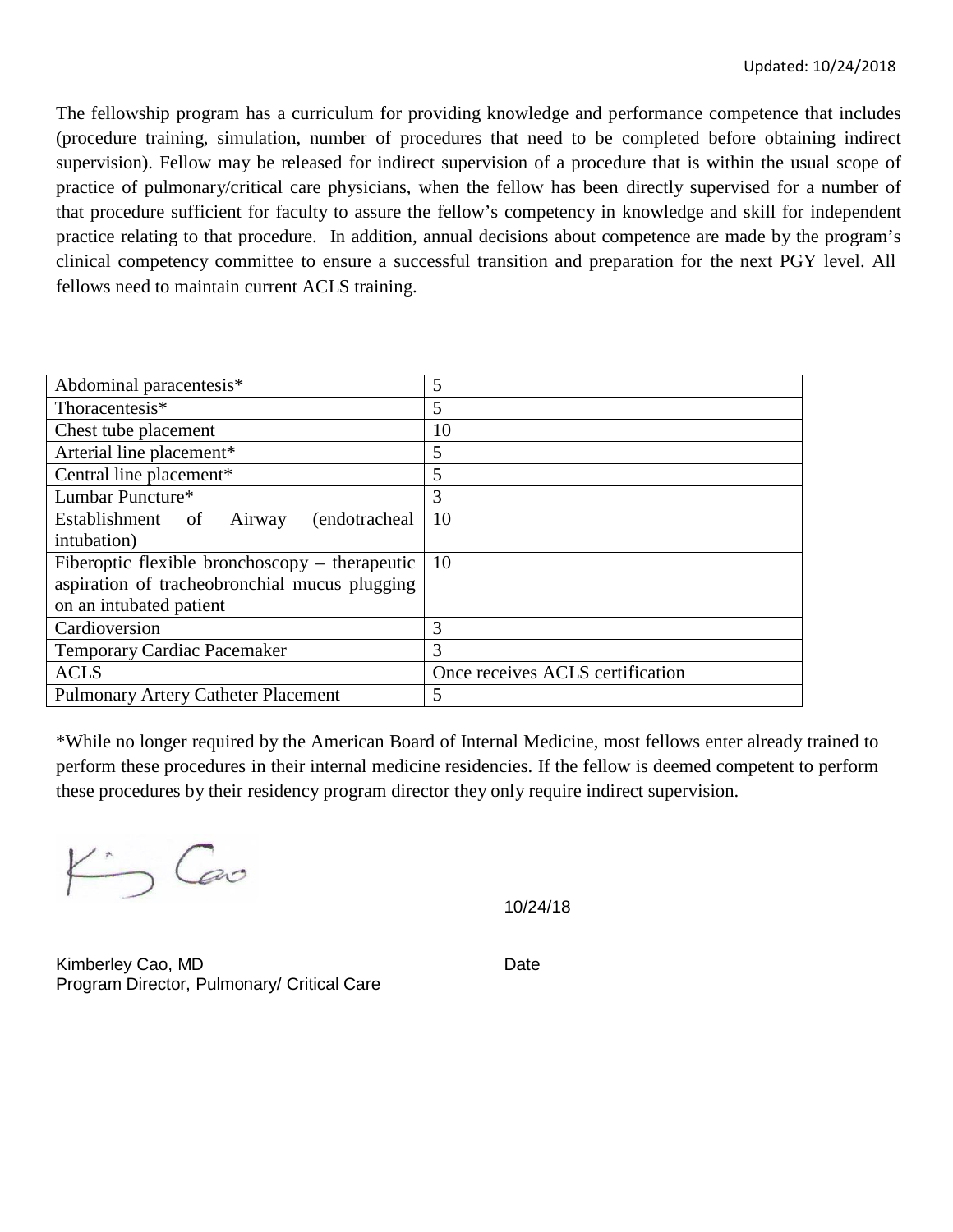Updated: 10/24/2018

The fellowship program has a curriculum for providing knowledge and performance competence that includes (procedure training, simulation, number of procedures that need to be completed before obtaining indirect supervision). Fellow may be released for indirect supervision of a procedure that is within the usual scope of practice of pulmonary/critical care physicians, when the fellow has been directly supervised for a number of that procedure sufficient for faculty to assure the fellow's competency in knowledge and skill for independent practice relating to that procedure. In addition, annual decisions about competence are made by the program's clinical competency committee to ensure a successful transition and preparation for the next PGY level. All fellows need to maintain current ACLS training.

| | |
|---|---|
| Abdominal paracentesis* | 5 |
| Thoracentesis* | 5 |
| Chest tube placement | 10 |
| Arterial line placement* | 5 |
| Central line placement* | 5 |
| Lumbar Puncture* | 3 |
| Establishment of Airway (endotracheal intubation) | 10 |
| Fiberoptic flexible bronchoscopy – therapeutic aspiration of tracheobronchial mucus plugging on an intubated patient | 10 |
| Cardioversion | 3 |
| Temporary Cardiac Pacemaker | 3 |
| ACLS | Once receives ACLS certification |
| Pulmonary Artery Catheter Placement | 5 |

*While no longer required by the American Board of Internal Medicine, most fellows enter already trained to perform these procedures in their internal medicine residencies. If the fellow is deemed competent to perform these procedures by their residency program director they only require indirect supervision.

Kim Cao

10/24/18

Kimberley Cao, MD
Program Director, Pulmonary/ Critical Care

Date